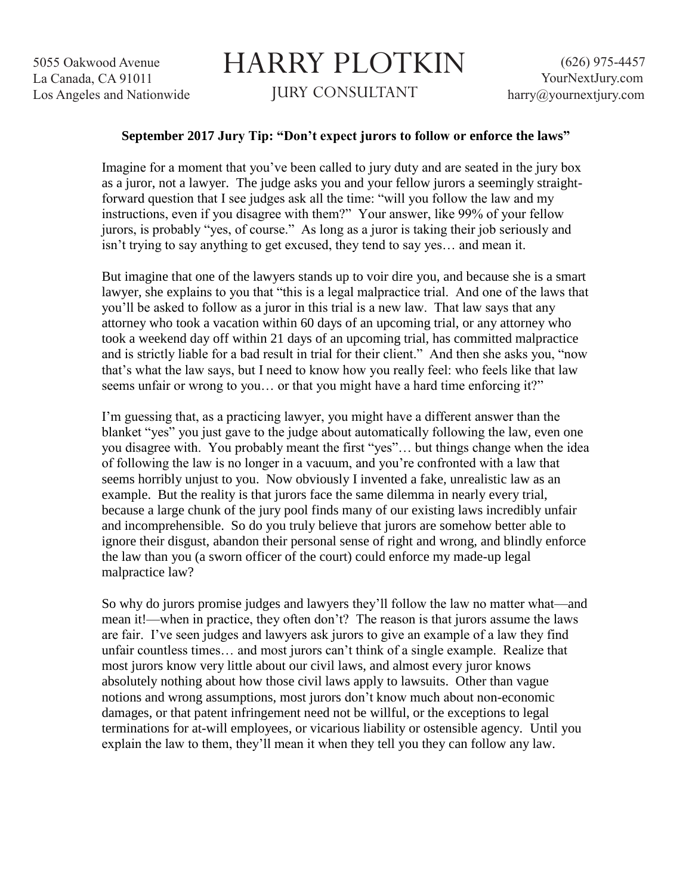5055 Oakwood Avenue
La Canada, CA 91011
Los Angeles and Nationwide

# HARRY PLOTKIN

JURY CONSULTANT

(626) 975-4457
YourNextJury.com
harry@yournextjury.com

**September 2017 Jury Tip: "Don't expect jurors to follow or enforce the laws"**

Imagine for a moment that you've been called to jury duty and are seated in the jury box as a juror, not a lawyer. The judge asks you and your fellow jurors a seemingly straight-forward question that I see judges ask all the time: "will you follow the law and my instructions, even if you disagree with them?" Your answer, like 99% of your fellow jurors, is probably "yes, of course." As long as a juror is taking their job seriously and isn't trying to say anything to get excused, they tend to say yes… and mean it.

But imagine that one of the lawyers stands up to voir dire you, and because she is a smart lawyer, she explains to you that "this is a legal malpractice trial. And one of the laws that you'll be asked to follow as a juror in this trial is a new law. That law says that any attorney who took a vacation within 60 days of an upcoming trial, or any attorney who took a weekend day off within 21 days of an upcoming trial, has committed malpractice and is strictly liable for a bad result in trial for their client." And then she asks you, "now that's what the law says, but I need to know how you really feel: who feels like that law seems unfair or wrong to you… or that you might have a hard time enforcing it?"

I'm guessing that, as a practicing lawyer, you might have a different answer than the blanket "yes" you just gave to the judge about automatically following the law, even one you disagree with. You probably meant the first "yes"… but things change when the idea of following the law is no longer in a vacuum, and you're confronted with a law that seems horribly unjust to you. Now obviously I invented a fake, unrealistic law as an example. But the reality is that jurors face the same dilemma in nearly every trial, because a large chunk of the jury pool finds many of our existing laws incredibly unfair and incomprehensible. So do you truly believe that jurors are somehow better able to ignore their disgust, abandon their personal sense of right and wrong, and blindly enforce the law than you (a sworn officer of the court) could enforce my made-up legal malpractice law?

So why do jurors promise judges and lawyers they'll follow the law no matter what—and mean it!—when in practice, they often don't? The reason is that jurors assume the laws are fair. I've seen judges and lawyers ask jurors to give an example of a law they find unfair countless times… and most jurors can't think of a single example. Realize that most jurors know very little about our civil laws, and almost every juror knows absolutely nothing about how those civil laws apply to lawsuits. Other than vague notions and wrong assumptions, most jurors don't know much about non-economic damages, or that patent infringement need not be willful, or the exceptions to legal terminations for at-will employees, or vicarious liability or ostensible agency. Until you explain the law to them, they'll mean it when they tell you they can follow any law.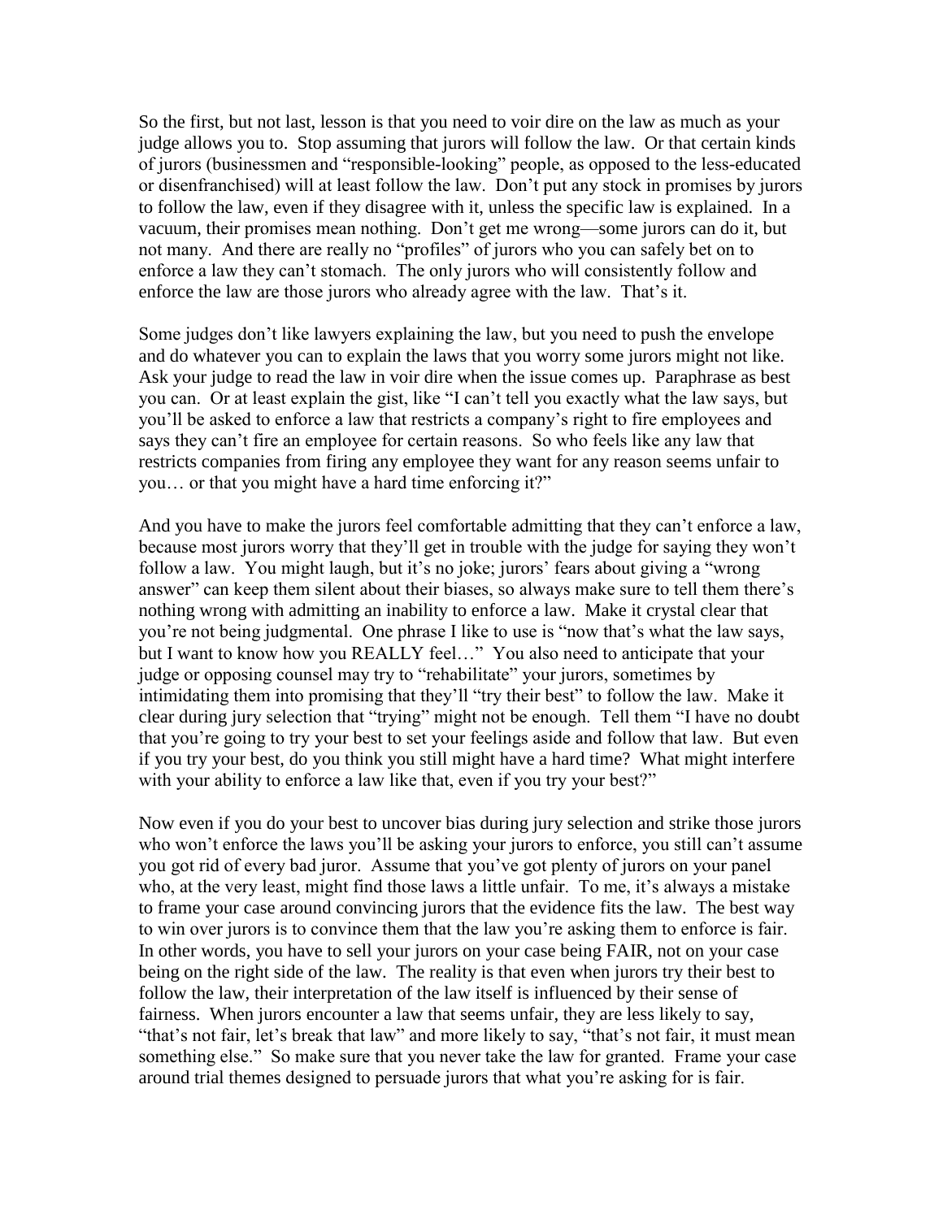So the first, but not last, lesson is that you need to voir dire on the law as much as your judge allows you to. Stop assuming that jurors will follow the law. Or that certain kinds of jurors (businessmen and "responsible-looking" people, as opposed to the less-educated or disenfranchised) will at least follow the law. Don't put any stock in promises by jurors to follow the law, even if they disagree with it, unless the specific law is explained. In a vacuum, their promises mean nothing. Don't get me wrong—some jurors can do it, but not many. And there are really no "profiles" of jurors who you can safely bet on to enforce a law they can't stomach. The only jurors who will consistently follow and enforce the law are those jurors who already agree with the law. That's it.

Some judges don't like lawyers explaining the law, but you need to push the envelope and do whatever you can to explain the laws that you worry some jurors might not like. Ask your judge to read the law in voir dire when the issue comes up. Paraphrase as best you can. Or at least explain the gist, like "I can't tell you exactly what the law says, but you'll be asked to enforce a law that restricts a company's right to fire employees and says they can't fire an employee for certain reasons. So who feels like any law that restricts companies from firing any employee they want for any reason seems unfair to you… or that you might have a hard time enforcing it?"

And you have to make the jurors feel comfortable admitting that they can't enforce a law, because most jurors worry that they'll get in trouble with the judge for saying they won't follow a law. You might laugh, but it's no joke; jurors' fears about giving a "wrong answer" can keep them silent about their biases, so always make sure to tell them there's nothing wrong with admitting an inability to enforce a law. Make it crystal clear that you're not being judgmental. One phrase I like to use is "now that's what the law says, but I want to know how you REALLY feel…" You also need to anticipate that your judge or opposing counsel may try to "rehabilitate" your jurors, sometimes by intimidating them into promising that they'll "try their best" to follow the law. Make it clear during jury selection that "trying" might not be enough. Tell them "I have no doubt that you're going to try your best to set your feelings aside and follow that law. But even if you try your best, do you think you still might have a hard time? What might interfere with your ability to enforce a law like that, even if you try your best?"

Now even if you do your best to uncover bias during jury selection and strike those jurors who won't enforce the laws you'll be asking your jurors to enforce, you still can't assume you got rid of every bad juror. Assume that you've got plenty of jurors on your panel who, at the very least, might find those laws a little unfair. To me, it's always a mistake to frame your case around convincing jurors that the evidence fits the law. The best way to win over jurors is to convince them that the law you're asking them to enforce is fair. In other words, you have to sell your jurors on your case being FAIR, not on your case being on the right side of the law. The reality is that even when jurors try their best to follow the law, their interpretation of the law itself is influenced by their sense of fairness. When jurors encounter a law that seems unfair, they are less likely to say, "that's not fair, let's break that law" and more likely to say, "that's not fair, it must mean something else." So make sure that you never take the law for granted. Frame your case around trial themes designed to persuade jurors that what you're asking for is fair.